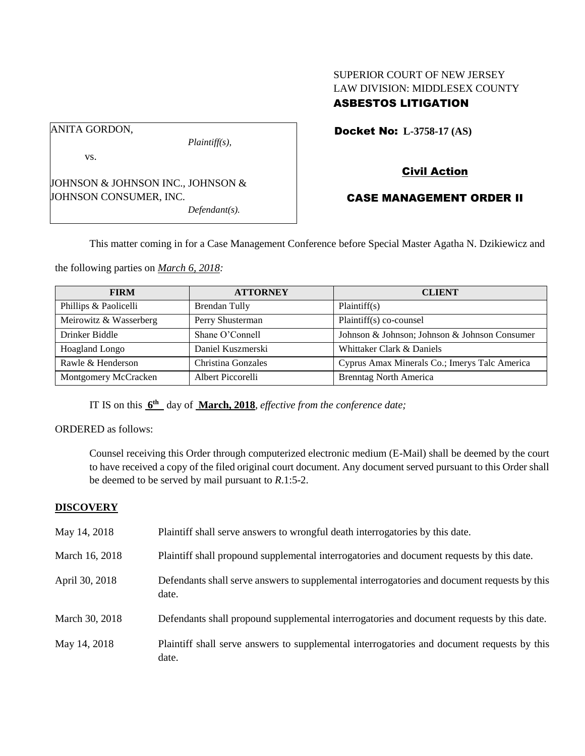SUPERIOR COURT OF NEW JERSEY
LAW DIVISION: MIDDLESEX COUNTY
**ASBESTOS LITIGATION**

ANITA GORDON,
*Plaintiff(s),*
vs.
JOHNSON & JOHNSON INC., JOHNSON & JOHNSON CONSUMER, INC.
*Defendant(s).*

**Docket No: L-3758-17 (AS)**

**Civil Action**

**CASE MANAGEMENT ORDER II**

This matter coming in for a Case Management Conference before Special Master Agatha N. Dzikiewicz and the following parties on *March 6, 2018:*

| FIRM | ATTORNEY | CLIENT |
|---|---|---|
| Phillips & Paolicelli | Brendan Tully | Plaintiff(s) |
| Meirowitz & Wasserberg | Perry Shusterman | Plaintiff(s) co-counsel |
| Drinker Biddle | Shane O'Connell | Johnson & Johnson; Johnson & Johnson Consumer |
| Hoagland Longo | Daniel Kuszmerski | Whittaker Clark & Daniels |
| Rawle & Henderson | Christina Gonzales | Cyprus Amax Minerals Co.; Imerys Talc America |
| Montgomery McCracken | Albert Piccorelli | Brenntag North America |

IT IS on this **6th** day of **March, 2018**, *effective from the conference date;*

ORDERED as follows:

Counsel receiving this Order through computerized electronic medium (E-Mail) shall be deemed by the court to have received a copy of the filed original court document. Any document served pursuant to this Order shall be deemed to be served by mail pursuant to *R*.1:5-2.

**DISCOVERY**

| | |
|---|---|
| May 14, 2018 | Plaintiff shall serve answers to wrongful death interrogatories by this date. |
| March 16, 2018 | Plaintiff shall propound supplemental interrogatories and document requests by this date. |
| April 30, 2018 | Defendants shall serve answers to supplemental interrogatories and document requests by this date. |
| March 30, 2018 | Defendants shall propound supplemental interrogatories and document requests by this date. |
| May 14, 2018 | Plaintiff shall serve answers to supplemental interrogatories and document requests by this date. |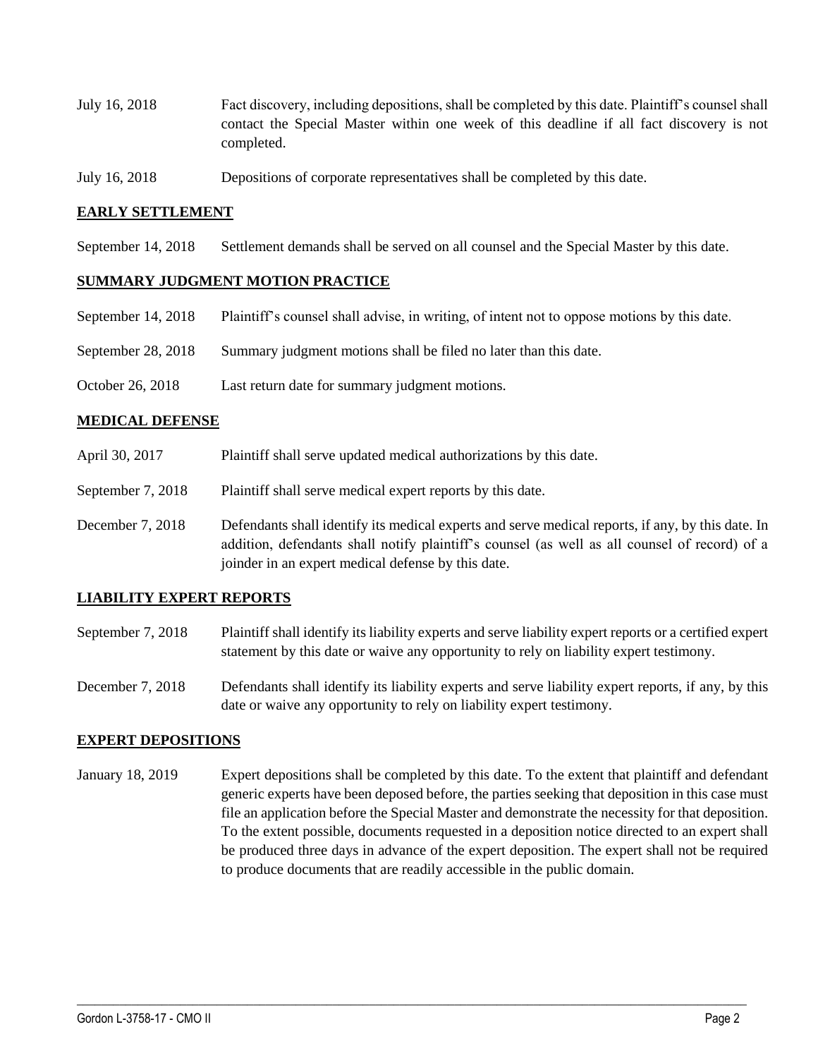July 16, 2018 Fact discovery, including depositions, shall be completed by this date. Plaintiff's counsel shall contact the Special Master within one week of this deadline if all fact discovery is not completed.

July 16, 2018 Depositions of corporate representatives shall be completed by this date.

## EARLY SETTLEMENT

September 14, 2018 Settlement demands shall be served on all counsel and the Special Master by this date.

## SUMMARY JUDGMENT MOTION PRACTICE

September 14, 2018 Plaintiff's counsel shall advise, in writing, of intent not to oppose motions by this date.

September 28, 2018 Summary judgment motions shall be filed no later than this date.

October 26, 2018 Last return date for summary judgment motions.

## MEDICAL DEFENSE

April 30, 2017 Plaintiff shall serve updated medical authorizations by this date.

September 7, 2018 Plaintiff shall serve medical expert reports by this date.

December 7, 2018 Defendants shall identify its medical experts and serve medical reports, if any, by this date. In addition, defendants shall notify plaintiff's counsel (as well as all counsel of record) of a joinder in an expert medical defense by this date.

## LIABILITY EXPERT REPORTS

September 7, 2018 Plaintiff shall identify its liability experts and serve liability expert reports or a certified expert statement by this date or waive any opportunity to rely on liability expert testimony.

December 7, 2018 Defendants shall identify its liability experts and serve liability expert reports, if any, by this date or waive any opportunity to rely on liability expert testimony.

## EXPERT DEPOSITIONS

January 18, 2019 Expert depositions shall be completed by this date. To the extent that plaintiff and defendant generic experts have been deposed before, the parties seeking that deposition in this case must file an application before the Special Master and demonstrate the necessity for that deposition. To the extent possible, documents requested in a deposition notice directed to an expert shall be produced three days in advance of the expert deposition. The expert shall not be required to produce documents that are readily accessible in the public domain.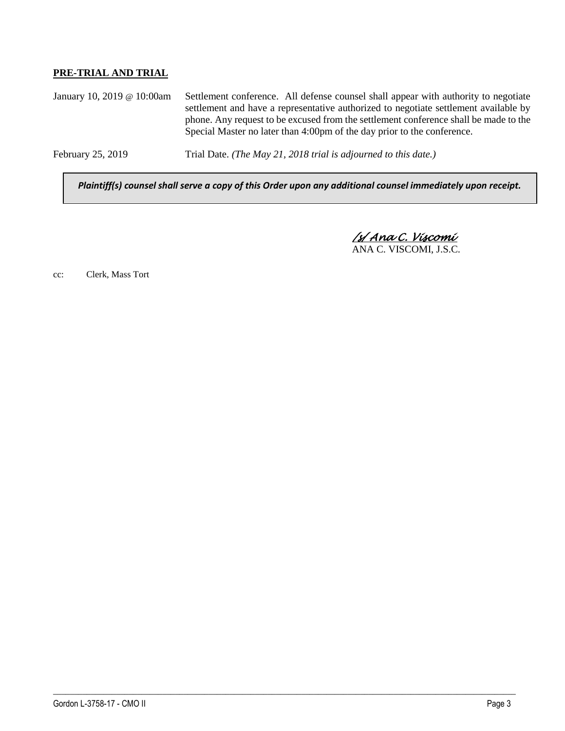**PRE-TRIAL AND TRIAL**

| | |
|---|---|
| January 10, 2019 @ 10:00am | Settlement conference. All defense counsel shall appear with authority to negotiate settlement and have a representative authorized to negotiate settlement available by phone. Any request to be excused from the settlement conference shall be made to the Special Master no later than 4:00pm of the day prior to the conference. |
| February 25, 2019 | Trial Date. *(The May 21, 2018 trial is adjourned to this date.)* |

***Plaintiff(s) counsel shall serve a copy of this Order upon any additional counsel immediately upon receipt.***

*/s/ Ana C. Viscomi*
ANA C. VISCOMI, J.S.C.

cc: Clerk, Mass Tort